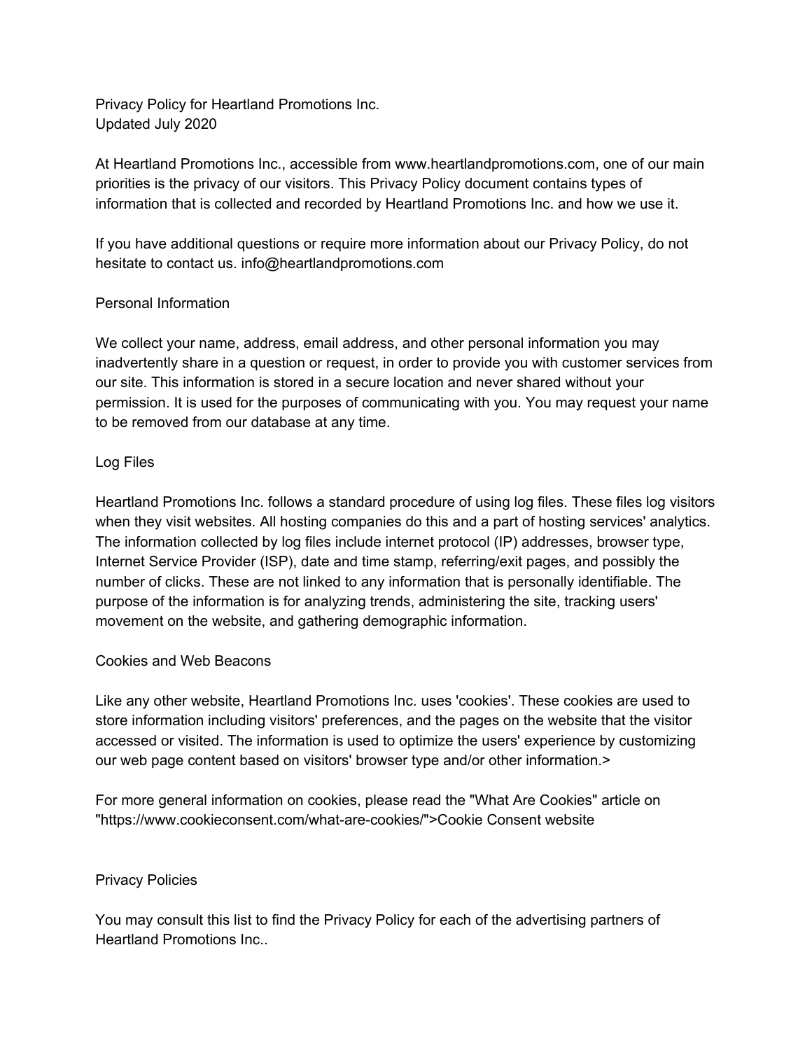# Privacy Policy for Heartland Promotions Inc.

Updated July 2020

At Heartland Promotions Inc., accessible from www.heartlandpromotions.com, one of our main priorities is the privacy of our visitors. This Privacy Policy document contains types of information that is collected and recorded by Heartland Promotions Inc. and how we use it.

If you have additional questions or require more information about our Privacy Policy, do not hesitate to contact us. info@heartlandpromotions.com

## Personal Information

We collect your name, address, email address, and other personal information you may inadvertently share in a question or request, in order to provide you with customer services from our site. This information is stored in a secure location and never shared without your permission. It is used for the purposes of communicating with you. You may request your name to be removed from our database at any time.

## Log Files

Heartland Promotions Inc. follows a standard procedure of using log files. These files log visitors when they visit websites. All hosting companies do this and a part of hosting services' analytics. The information collected by log files include internet protocol (IP) addresses, browser type, Internet Service Provider (ISP), date and time stamp, referring/exit pages, and possibly the number of clicks. These are not linked to any information that is personally identifiable. The purpose of the information is for analyzing trends, administering the site, tracking users' movement on the website, and gathering demographic information.

## Cookies and Web Beacons

Like any other website, Heartland Promotions Inc. uses 'cookies'. These cookies are used to store information including visitors' preferences, and the pages on the website that the visitor accessed or visited. The information is used to optimize the users' experience by customizing our web page content based on visitors' browser type and/or other information.>

For more general information on cookies, please read the "What Are Cookies" article on "https://www.cookieconsent.com/what-are-cookies/">Cookie Consent website

## Privacy Policies

You may consult this list to find the Privacy Policy for each of the advertising partners of Heartland Promotions Inc..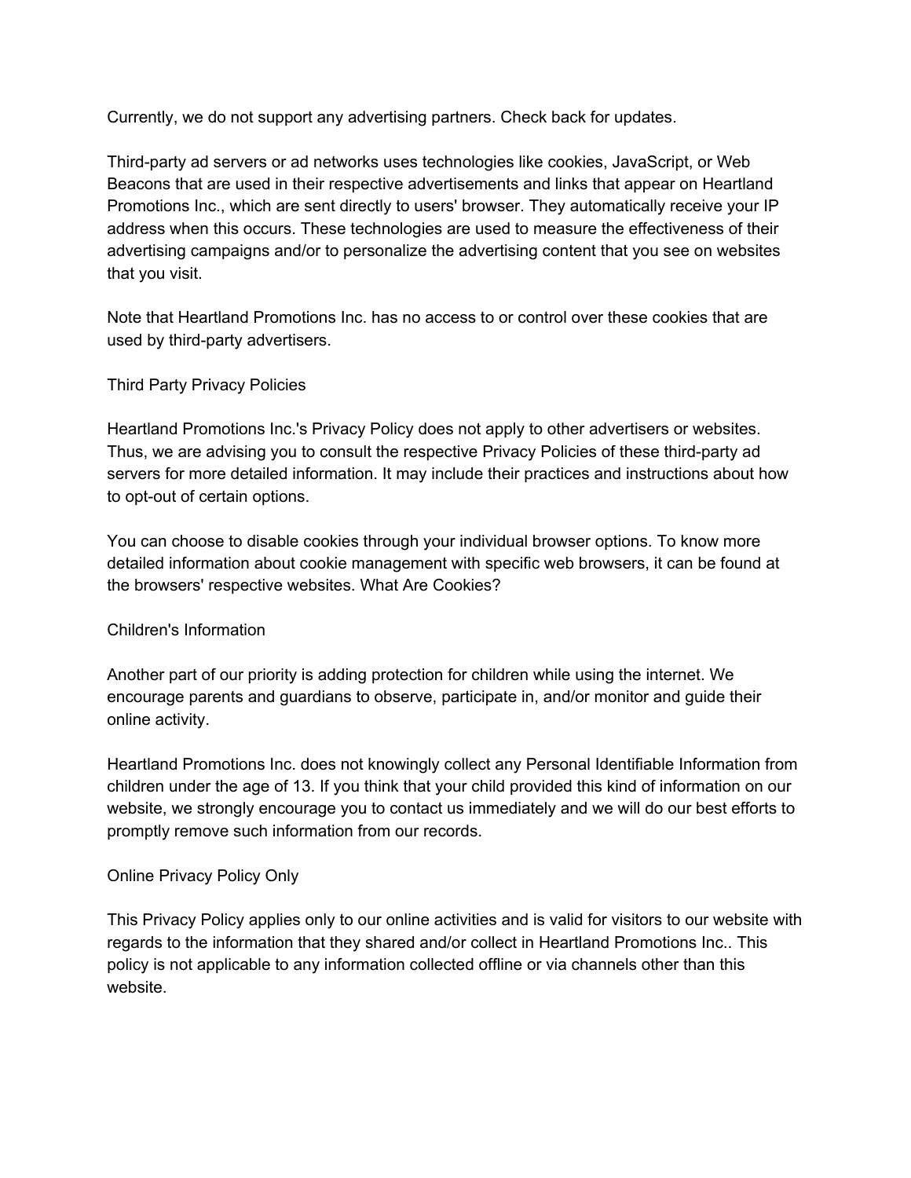Currently, we do not support any advertising partners. Check back for updates.

Third-party ad servers or ad networks uses technologies like cookies, JavaScript, or Web Beacons that are used in their respective advertisements and links that appear on Heartland Promotions Inc., which are sent directly to users' browser. They automatically receive your IP address when this occurs. These technologies are used to measure the effectiveness of their advertising campaigns and/or to personalize the advertising content that you see on websites that you visit.

Note that Heartland Promotions Inc. has no access to or control over these cookies that are used by third-party advertisers.

## Third Party Privacy Policies

Heartland Promotions Inc.'s Privacy Policy does not apply to other advertisers or websites. Thus, we are advising you to consult the respective Privacy Policies of these third-party ad servers for more detailed information. It may include their practices and instructions about how to opt-out of certain options.

You can choose to disable cookies through your individual browser options. To know more detailed information about cookie management with specific web browsers, it can be found at the browsers' respective websites. What Are Cookies?

## Children's Information

Another part of our priority is adding protection for children while using the internet. We encourage parents and guardians to observe, participate in, and/or monitor and guide their online activity.

Heartland Promotions Inc. does not knowingly collect any Personal Identifiable Information from children under the age of 13. If you think that your child provided this kind of information on our website, we strongly encourage you to contact us immediately and we will do our best efforts to promptly remove such information from our records.

## Online Privacy Policy Only

This Privacy Policy applies only to our online activities and is valid for visitors to our website with regards to the information that they shared and/or collect in Heartland Promotions Inc.. This policy is not applicable to any information collected offline or via channels other than this website.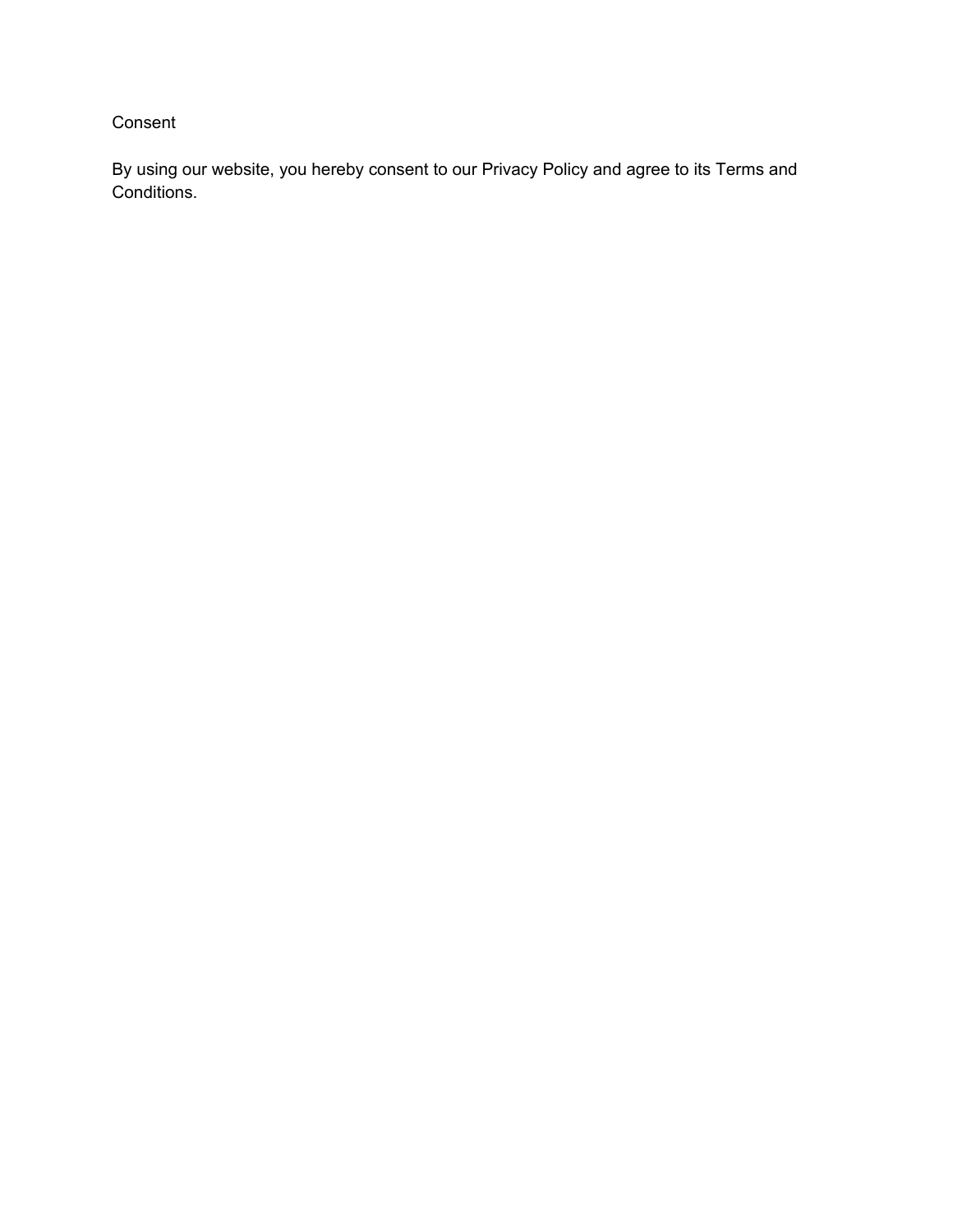## Consent

By using our website, you hereby consent to our Privacy Policy and agree to its Terms and Conditions.